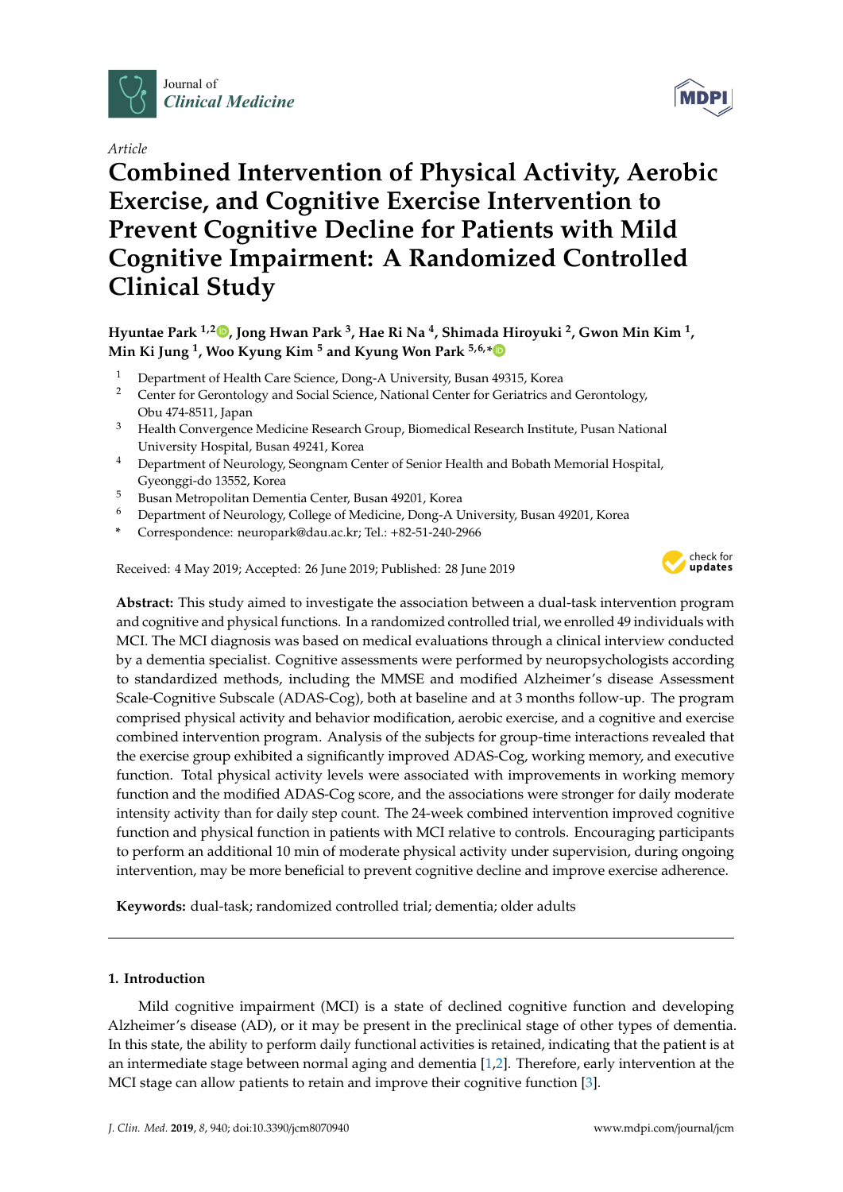Article

# Combined Intervention of Physical Activity, Aerobic Exercise, and Cognitive Exercise Intervention to Prevent Cognitive Decline for Patients with Mild Cognitive Impairment: A Randomized Controlled Clinical Study

**Hyuntae Park [1,2], Jong Hwan Park [3], Hae Ri Na [4], Shimada Hiroyuki [2], Gwon Min Kim [1], Min Ki Jung [1], Woo Kyung Kim [5] and Kyung Won Park [5,6,*]**

1. Department of Health Care Science, Dong-A University, Busan 49315, Korea
2. Center for Gerontology and Social Science, National Center for Geriatrics and Gerontology, Obu 474-8511, Japan
3. Health Convergence Medicine Research Group, Biomedical Research Institute, Pusan National University Hospital, Busan 49241, Korea
4. Department of Neurology, Seongnam Center of Senior Health and Bobath Memorial Hospital, Gyeonggi-do 13552, Korea
5. Busan Metropolitan Dementia Center, Busan 49201, Korea
6. Department of Neurology, College of Medicine, Dong-A University, Busan 49201, Korea

\* Correspondence: neuropark@dau.ac.kr; Tel.: +82-51-240-2966

Received: 4 May 2019; Accepted: 26 June 2019; Published: 28 June 2019

**Abstract:** This study aimed to investigate the association between a dual-task intervention program and cognitive and physical functions. In a randomized controlled trial, we enrolled 49 individuals with MCI. The MCI diagnosis was based on medical evaluations through a clinical interview conducted by a dementia specialist. Cognitive assessments were performed by neuropsychologists according to standardized methods, including the MMSE and modified Alzheimer's disease Assessment Scale-Cognitive Subscale (ADAS-Cog), both at baseline and at 3 months follow-up. The program comprised physical activity and behavior modification, aerobic exercise, and a cognitive and exercise combined intervention program. Analysis of the subjects for group-time interactions revealed that the exercise group exhibited a significantly improved ADAS-Cog, working memory, and executive function. Total physical activity levels were associated with improvements in working memory function and the modified ADAS-Cog score, and the associations were stronger for daily moderate intensity activity than for daily step count. The 24-week combined intervention improved cognitive function and physical function in patients with MCI relative to controls. Encouraging participants to perform an additional 10 min of moderate physical activity under supervision, during ongoing intervention, may be more beneficial to prevent cognitive decline and improve exercise adherence.

**Keywords:** dual-task; randomized controlled trial; dementia; older adults

## 1. Introduction

Mild cognitive impairment (MCI) is a state of declined cognitive function and developing Alzheimer's disease (AD), or it may be present in the preclinical stage of other types of dementia. In this state, the ability to perform daily functional activities is retained, indicating that the patient is at an intermediate stage between normal aging and dementia [1,2]. Therefore, early intervention at the MCI stage can allow patients to retain and improve their cognitive function [3].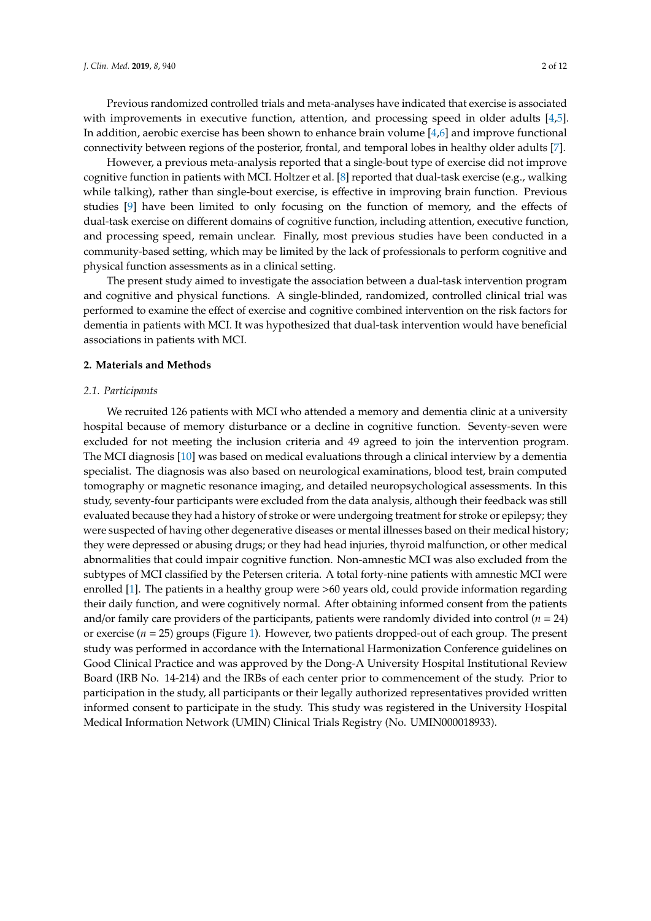Previous randomized controlled trials and meta-analyses have indicated that exercise is associated with improvements in executive function, attention, and processing speed in older adults [4,5]. In addition, aerobic exercise has been shown to enhance brain volume [4,6] and improve functional connectivity between regions of the posterior, frontal, and temporal lobes in healthy older adults [7].

However, a previous meta-analysis reported that a single-bout type of exercise did not improve cognitive function in patients with MCI. Holtzer et al. [8] reported that dual-task exercise (e.g., walking while talking), rather than single-bout exercise, is effective in improving brain function. Previous studies [9] have been limited to only focusing on the function of memory, and the effects of dual-task exercise on different domains of cognitive function, including attention, executive function, and processing speed, remain unclear. Finally, most previous studies have been conducted in a community-based setting, which may be limited by the lack of professionals to perform cognitive and physical function assessments as in a clinical setting.

The present study aimed to investigate the association between a dual-task intervention program and cognitive and physical functions. A single-blinded, randomized, controlled clinical trial was performed to examine the effect of exercise and cognitive combined intervention on the risk factors for dementia in patients with MCI. It was hypothesized that dual-task intervention would have beneficial associations in patients with MCI.

## 2. Materials and Methods

### *2.1. Participants*

We recruited 126 patients with MCI who attended a memory and dementia clinic at a university hospital because of memory disturbance or a decline in cognitive function. Seventy-seven were excluded for not meeting the inclusion criteria and 49 agreed to join the intervention program. The MCI diagnosis [10] was based on medical evaluations through a clinical interview by a dementia specialist. The diagnosis was also based on neurological examinations, blood test, brain computed tomography or magnetic resonance imaging, and detailed neuropsychological assessments. In this study, seventy-four participants were excluded from the data analysis, although their feedback was still evaluated because they had a history of stroke or were undergoing treatment for stroke or epilepsy; they were suspected of having other degenerative diseases or mental illnesses based on their medical history; they were depressed or abusing drugs; or they had head injuries, thyroid malfunction, or other medical abnormalities that could impair cognitive function. Non-amnestic MCI was also excluded from the subtypes of MCI classified by the Petersen criteria. A total forty-nine patients with amnestic MCI were enrolled [1]. The patients in a healthy group were >60 years old, could provide information regarding their daily function, and were cognitively normal. After obtaining informed consent from the patients and/or family care providers of the participants, patients were randomly divided into control ($n$ = 24) or exercise ($n$ = 25) groups (Figure 1). However, two patients dropped-out of each group. The present study was performed in accordance with the International Harmonization Conference guidelines on Good Clinical Practice and was approved by the Dong-A University Hospital Institutional Review Board (IRB No. 14-214) and the IRBs of each center prior to commencement of the study. Prior to participation in the study, all participants or their legally authorized representatives provided written informed consent to participate in the study. This study was registered in the University Hospital Medical Information Network (UMIN) Clinical Trials Registry (No. UMIN000018933).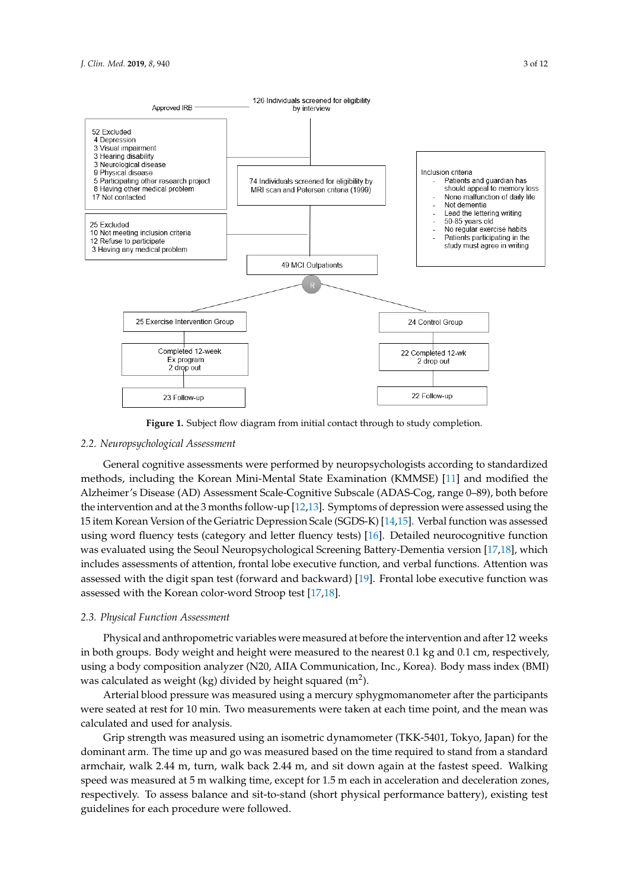Approved IRB

126 Individuals screened for eligibility by interview

52 Excluded
- 4 Depression
- 3 Visual impairment
- 3 Hearing disability
- 3 Neurological disease
- 9 Physical disease
- 5 Participating other research project
- 8 Having other medical problem
- 17 Not contacted

74 Individuals screened for eligibility by MRI scan and Petersen criteria (1999)

Inclusion criteria
- Patients and guardian has should appeal to memory loss
- None malfunction of daily life
- Not dementia
- Lead the lettering writing
- 50-85 years old
- No regular exercise habits
- Patients participating in the study must agree in writing

25 Excluded
- 10 Not meeting inclusion criteria
- 12 Refuse to participate
- 3 Having any medical problem

49 MCI Outpatients

R

25 Exercise Intervention Group

Completed 12-week Ex program
2 drop out

23 Follow-up

24 Control Group

22 Completed 12-wk
2 drop out

22 Follow-up

**Figure 1.** Subject flow diagram from initial contact through to study completion.

### 2.2. Neuropsychological Assessment

General cognitive assessments were performed by neuropsychologists according to standardized methods, including the Korean Mini-Mental State Examination (KMMSE) [11] and modified the Alzheimer's Disease (AD) Assessment Scale-Cognitive Subscale (ADAS-Cog, range 0–89), both before the intervention and at the 3 months follow-up [12,13]. Symptoms of depression were assessed using the 15 item Korean Version of the Geriatric Depression Scale (SGDS-K) [14,15]. Verbal function was assessed using word fluency tests (category and letter fluency tests) [16]. Detailed neurocognitive function was evaluated using the Seoul Neuropsychological Screening Battery-Dementia version [17,18], which includes assessments of attention, frontal lobe executive function, and verbal functions. Attention was assessed with the digit span test (forward and backward) [19]. Frontal lobe executive function was assessed with the Korean color-word Stroop test [17,18].

### 2.3. Physical Function Assessment

Physical and anthropometric variables were measured at before the intervention and after 12 weeks in both groups. Body weight and height were measured to the nearest 0.1 kg and 0.1 cm, respectively, using a body composition analyzer (N20, AIIA Communication, Inc., Korea). Body mass index (BMI) was calculated as weight (kg) divided by height squared ($m^2$).

Arterial blood pressure was measured using a mercury sphygmomanometer after the participants were seated at rest for 10 min. Two measurements were taken at each time point, and the mean was calculated and used for analysis.

Grip strength was measured using an isometric dynamometer (TKK-5401, Tokyo, Japan) for the dominant arm. The time up and go was measured based on the time required to stand from a standard armchair, walk 2.44 m, turn, walk back 2.44 m, and sit down again at the fastest speed. Walking speed was measured at 5 m walking time, except for 1.5 m each in acceleration and deceleration zones, respectively. To assess balance and sit-to-stand (short physical performance battery), existing test guidelines for each procedure were followed.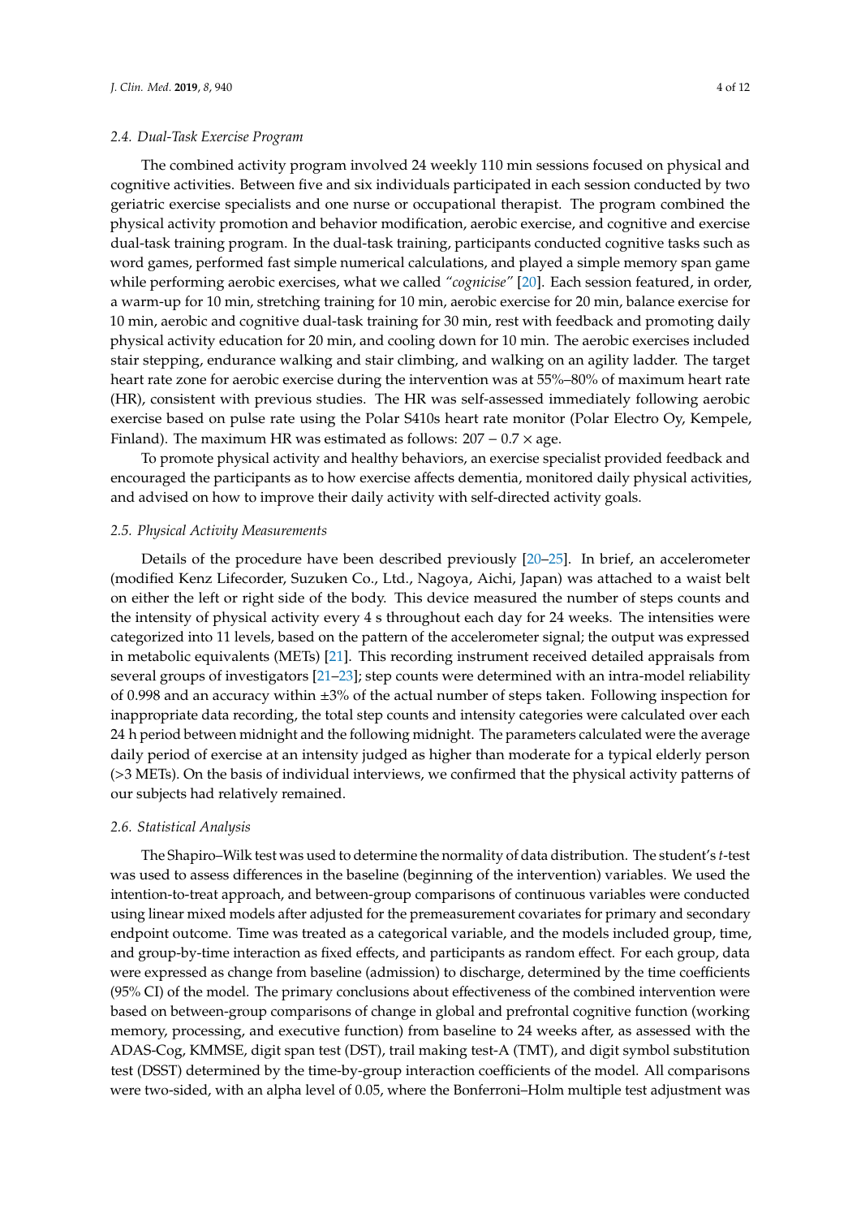### 2.4. Dual-Task Exercise Program

The combined activity program involved 24 weekly 110 min sessions focused on physical and cognitive activities. Between five and six individuals participated in each session conducted by two geriatric exercise specialists and one nurse or occupational therapist. The program combined the physical activity promotion and behavior modification, aerobic exercise, and cognitive and exercise dual-task training program. In the dual-task training, participants conducted cognitive tasks such as word games, performed fast simple numerical calculations, and played a simple memory span game while performing aerobic exercises, what we called *"cognicise"* [20]. Each session featured, in order, a warm-up for 10 min, stretching training for 10 min, aerobic exercise for 20 min, balance exercise for 10 min, aerobic and cognitive dual-task training for 30 min, rest with feedback and promoting daily physical activity education for 20 min, and cooling down for 10 min. The aerobic exercises included stair stepping, endurance walking and stair climbing, and walking on an agility ladder. The target heart rate zone for aerobic exercise during the intervention was at 55%–80% of maximum heart rate (HR), consistent with previous studies. The HR was self-assessed immediately following aerobic exercise based on pulse rate using the Polar S410s heart rate monitor (Polar Electro Oy, Kempele, Finland). The maximum HR was estimated as follows: $207 - 0.7 \times \text{age}$.

To promote physical activity and healthy behaviors, an exercise specialist provided feedback and encouraged the participants as to how exercise affects dementia, monitored daily physical activities, and advised on how to improve their daily activity with self-directed activity goals.

### 2.5. Physical Activity Measurements

Details of the procedure have been described previously [20–25]. In brief, an accelerometer (modified Kenz Lifecorder, Suzuken Co., Ltd., Nagoya, Aichi, Japan) was attached to a waist belt on either the left or right side of the body. This device measured the number of steps counts and the intensity of physical activity every 4 s throughout each day for 24 weeks. The intensities were categorized into 11 levels, based on the pattern of the accelerometer signal; the output was expressed in metabolic equivalents (METs) [21]. This recording instrument received detailed appraisals from several groups of investigators [21–23]; step counts were determined with an intra-model reliability of 0.998 and an accuracy within ±3% of the actual number of steps taken. Following inspection for inappropriate data recording, the total step counts and intensity categories were calculated over each 24 h period between midnight and the following midnight. The parameters calculated were the average daily period of exercise at an intensity judged as higher than moderate for a typical elderly person (>3 METs). On the basis of individual interviews, we confirmed that the physical activity patterns of our subjects had relatively remained.

### 2.6. Statistical Analysis

The Shapiro–Wilk test was used to determine the normality of data distribution. The student's *t*-test was used to assess differences in the baseline (beginning of the intervention) variables. We used the intention-to-treat approach, and between-group comparisons of continuous variables were conducted using linear mixed models after adjusted for the premeasurement covariates for primary and secondary endpoint outcome. Time was treated as a categorical variable, and the models included group, time, and group-by-time interaction as fixed effects, and participants as random effect. For each group, data were expressed as change from baseline (admission) to discharge, determined by the time coefficients (95% CI) of the model. The primary conclusions about effectiveness of the combined intervention were based on between-group comparisons of change in global and prefrontal cognitive function (working memory, processing, and executive function) from baseline to 24 weeks after, as assessed with the ADAS-Cog, KMMSE, digit span test (DST), trail making test-A (TMT), and digit symbol substitution test (DSST) determined by the time-by-group interaction coefficients of the model. All comparisons were two-sided, with an alpha level of 0.05, where the Bonferroni–Holm multiple test adjustment was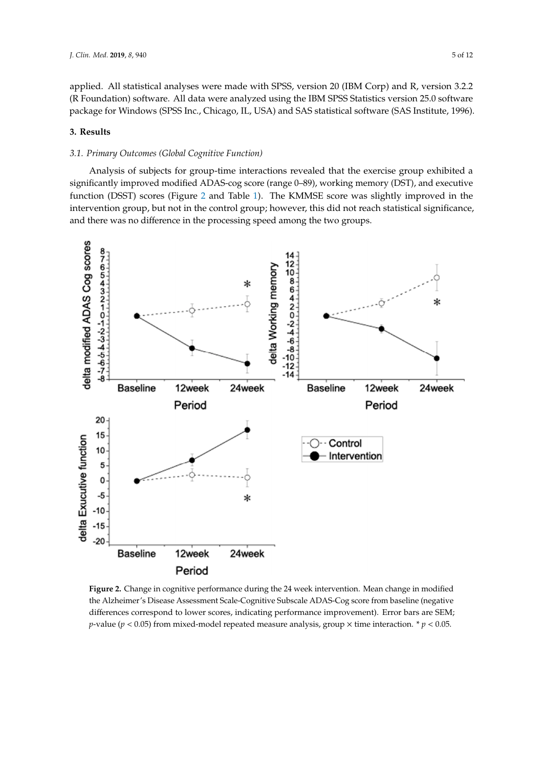applied. All statistical analyses were made with SPSS, version 20 (IBM Corp) and R, version 3.2.2 (R Foundation) software. All data were analyzed using the IBM SPSS Statistics version 25.0 software package for Windows (SPSS Inc., Chicago, IL, USA) and SAS statistical software (SAS Institute, 1996).

## 3. Results

### *3.1. Primary Outcomes (Global Cognitive Function)*

Analysis of subjects for group-time interactions revealed that the exercise group exhibited a significantly improved modified ADAS-cog score (range 0–89), working memory (DST), and executive function (DSST) scores (Figure 2 and Table 1). The KMMSE score was slightly improved in the intervention group, but not in the control group; however, this did not reach statistical significance, and there was no difference in the processing speed among the two groups.

**Figure 2.** Change in cognitive performance during the 24 week intervention. Mean change in modified the Alzheimer's Disease Assessment Scale-Cognitive Subscale ADAS-Cog score from baseline (negative differences correspond to lower scores, indicating performance improvement). Error bars are SEM; *p*-value ($p < 0.05$) from mixed-model repeated measure analysis, group × time interaction. * $p < 0.05$.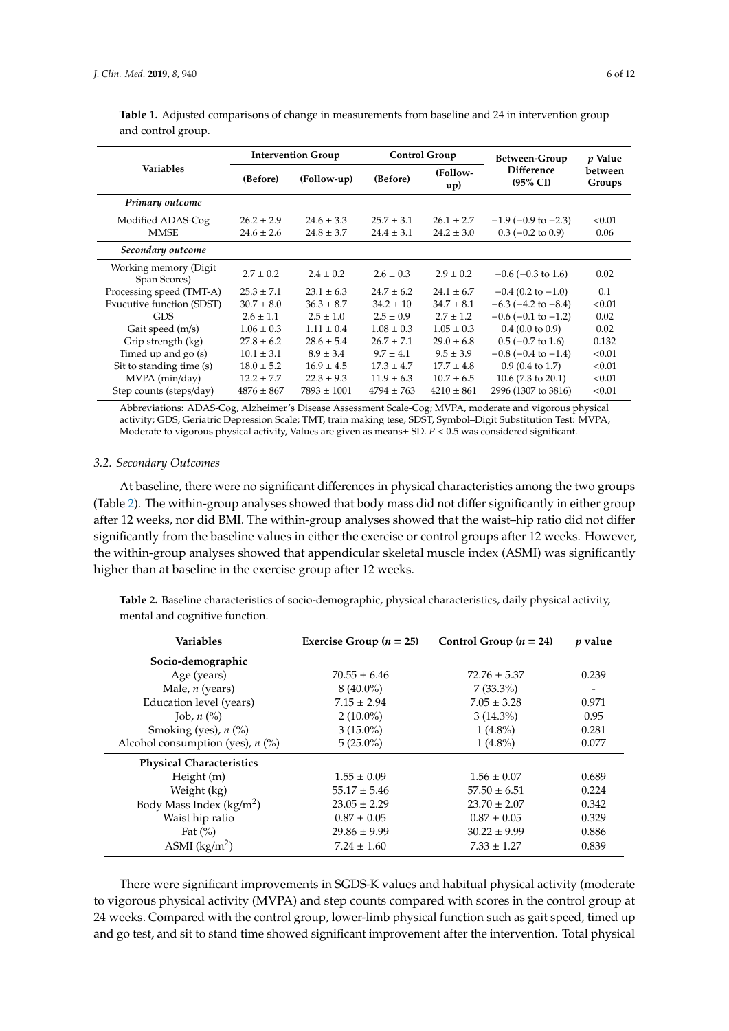**Table 1.** Adjusted comparisons of change in measurements from baseline and 24 in intervention group and control group.

| Variables | Intervention Group | | Control Group | | Between-Group Difference (95% CI) | p Value between Groups |
|---|---|---|---|---|---|---|
| | (Before) | (Follow-up) | (Before) | (Follow-up) | | |
| *Primary outcome* | | | | | | |
| Modified ADAS-Cog | 26.2 ± 2.9 | 24.6 ± 3.3 | 25.7 ± 3.1 | 26.1 ± 2.7 | −1.9 (−0.9 to −2.3) | <0.01 |
| MMSE | 24.6 ± 2.6 | 24.8 ± 3.7 | 24.4 ± 3.1 | 24.2 ± 3.0 | 0.3 (−0.2 to 0.9) | 0.06 |
| *Secondary outcome* | | | | | | |
| Working memory (Digit Span Scores) | 2.7 ± 0.2 | 2.4 ± 0.2 | 2.6 ± 0.3 | 2.9 ± 0.2 | −0.6 (−0.3 to 1.6) | 0.02 |
| Processing speed (TMT-A) | 25.3 ± 7.1 | 23.1 ± 6.3 | 24.7 ± 6.2 | 24.1 ± 6.7 | −0.4 (0.2 to −1.0) | 0.1 |
| Exucutive function (SDST) | 30.7 ± 8.0 | 36.3 ± 8.7 | 34.2 ± 10 | 34.7 ± 8.1 | −6.3 (−4.2 to −8.4) | <0.01 |
| GDS | 2.6 ± 1.1 | 2.5 ± 1.0 | 2.5 ± 0.9 | 2.7 ± 1.2 | −0.6 (−0.1 to −1.2) | 0.02 |
| Gait speed (m/s) | 1.06 ± 0.3 | 1.11 ± 0.4 | 1.08 ± 0.3 | 1.05 ± 0.3 | 0.4 (0.0 to 0.9) | 0.02 |
| Grip strength (kg) | 27.8 ± 6.2 | 28.6 ± 5.4 | 26.7 ± 7.1 | 29.0 ± 6.8 | 0.5 (−0.7 to 1.6) | 0.132 |
| Timed up and go (s) | 10.1 ± 3.1 | 8.9 ± 3.4 | 9.7 ± 4.1 | 9.5 ± 3.9 | −0.8 (−0.4 to −1.4) | <0.01 |
| Sit to standing time (s) | 18.0 ± 5.2 | 16.9 ± 4.5 | 17.3 ± 4.7 | 17.7 ± 4.8 | 0.9 (0.4 to 1.7) | <0.01 |
| MVPA (min/day) | 12.2 ± 7.7 | 22.3 ± 9.3 | 11.9 ± 6.3 | 10.7 ± 6.5 | 10.6 (7.3 to 20.1) | <0.01 |
| Step counts (steps/day) | 4876 ± 867 | 7893 ± 1001 | 4794 ± 763 | 4210 ± 861 | 2996 (1307 to 3816) | <0.01 |

Abbreviations: ADAS-Cog, Alzheimer's Disease Assessment Scale-Cog; MVPA, moderate and vigorous physical activity; GDS, Geriatric Depression Scale; TMT, train making tese, SDST, Symbol–Digit Substitution Test: MVPA, Moderate to vigorous physical activity, Values are given as means± SD. $P < 0.5$ was considered significant.

### 3.2. Secondary Outcomes

At baseline, there were no significant differences in physical characteristics among the two groups (Table 2). The within-group analyses showed that body mass did not differ significantly in either group after 12 weeks, nor did BMI. The within-group analyses showed that the waist–hip ratio did not differ significantly from the baseline values in either the exercise or control groups after 12 weeks. However, the within-group analyses showed that appendicular skeletal muscle index (ASMI) was significantly higher than at baseline in the exercise group after 12 weeks.

**Table 2.** Baseline characteristics of socio-demographic, physical characteristics, daily physical activity, mental and cognitive function.

| Variables | Exercise Group ($n$ = 25) | Control Group ($n$ = 24) | $p$ value |
|---|---|---|---|
| **Socio-demographic** | | | |
| Age (years) | 70.55 ± 6.46 | 72.76 ± 5.37 | 0.239 |
| Male, $n$ (years) | 8 (40.0%) | 7 (33.3%) | - |
| Education level (years) | 7.15 ± 2.94 | 7.05 ± 3.28 | 0.971 |
| Job, $n$ (%) | 2 (10.0%) | 3 (14.3%) | 0.95 |
| Smoking (yes), $n$ (%) | 3 (15.0%) | 1 (4.8%) | 0.281 |
| Alcohol consumption (yes), $n$ (%) | 5 (25.0%) | 1 (4.8%) | 0.077 |
| **Physical Characteristics** | | | |
| Height (m) | 1.55 ± 0.09 | 1.56 ± 0.07 | 0.689 |
| Weight (kg) | 55.17 ± 5.46 | 57.50 ± 6.51 | 0.224 |
| Body Mass Index (kg/m$^2$) | 23.05 ± 2.29 | 23.70 ± 2.07 | 0.342 |
| Waist hip ratio | 0.87 ± 0.05 | 0.87 ± 0.05 | 0.329 |
| Fat (%) | 29.86 ± 9.99 | 30.22 ± 9.99 | 0.886 |
| ASMI (kg/m$^2$) | 7.24 ± 1.60 | 7.33 ± 1.27 | 0.839 |

There were significant improvements in SGDS-K values and habitual physical activity (moderate to vigorous physical activity (MVPA) and step counts compared with scores in the control group at 24 weeks. Compared with the control group, lower-limb physical function such as gait speed, timed up and go test, and sit to stand time showed significant improvement after the intervention. Total physical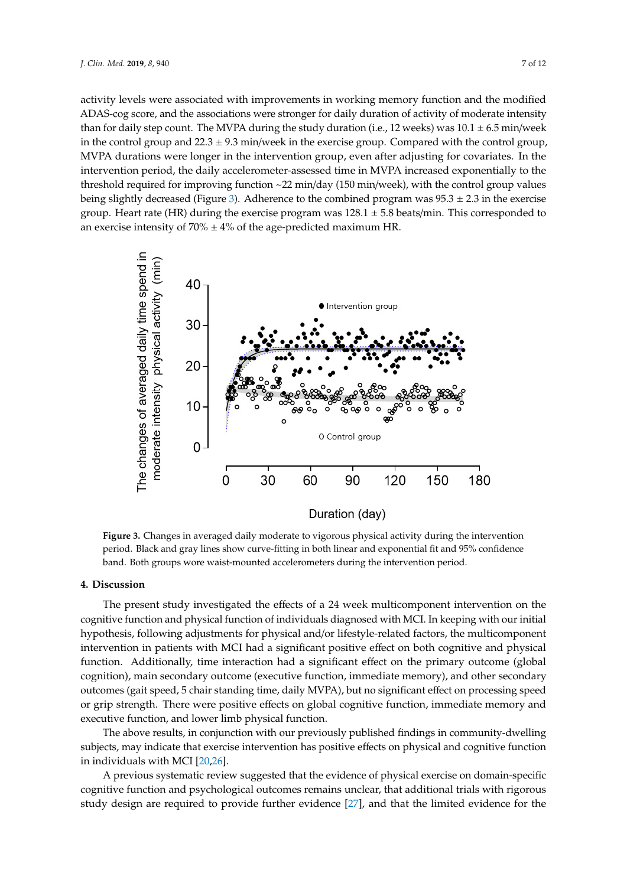activity levels were associated with improvements in working memory function and the modified ADAS-cog score, and the associations were stronger for daily duration of activity of moderate intensity than for daily step count. The MVPA during the study duration (i.e., 12 weeks) was 10.1 ± 6.5 min/week in the control group and 22.3 ± 9.3 min/week in the exercise group. Compared with the control group, MVPA durations were longer in the intervention group, even after adjusting for covariates. In the intervention period, the daily accelerometer-assessed time in MVPA increased exponentially to the threshold required for improving function ~22 min/day (150 min/week), with the control group values being slightly decreased (Figure 3). Adherence to the combined program was 95.3 ± 2.3 in the exercise group. Heart rate (HR) during the exercise program was 128.1 ± 5.8 beats/min. This corresponded to an exercise intensity of 70% ± 4% of the age-predicted maximum HR.

**Figure 3.** Changes in averaged daily moderate to vigorous physical activity during the intervention period. Black and gray lines show curve-fitting in both linear and exponential fit and 95% confidence band. Both groups wore waist-mounted accelerometers during the intervention period.

## 4. Discussion

The present study investigated the effects of a 24 week multicomponent intervention on the cognitive function and physical function of individuals diagnosed with MCI. In keeping with our initial hypothesis, following adjustments for physical and/or lifestyle-related factors, the multicomponent intervention in patients with MCI had a significant positive effect on both cognitive and physical function. Additionally, time interaction had a significant effect on the primary outcome (global cognition), main secondary outcome (executive function, immediate memory), and other secondary outcomes (gait speed, 5 chair standing time, daily MVPA), but no significant effect on processing speed or grip strength. There were positive effects on global cognitive function, immediate memory and executive function, and lower limb physical function.

The above results, in conjunction with our previously published findings in community-dwelling subjects, may indicate that exercise intervention has positive effects on physical and cognitive function in individuals with MCI [20,26].

A previous systematic review suggested that the evidence of physical exercise on domain-specific cognitive function and psychological outcomes remains unclear, that additional trials with rigorous study design are required to provide further evidence [27], and that the limited evidence for the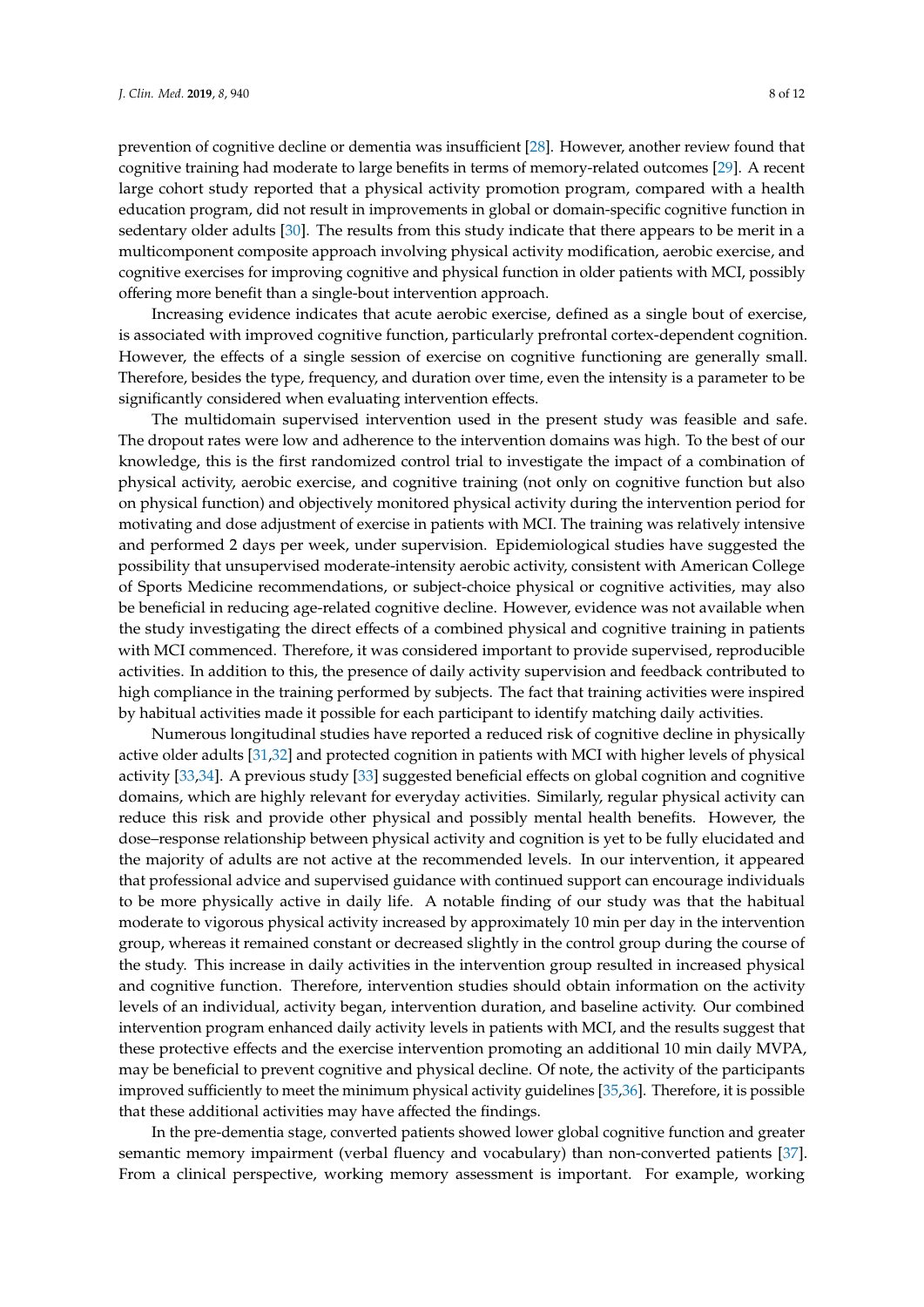prevention of cognitive decline or dementia was insufficient [28]. However, another review found that cognitive training had moderate to large benefits in terms of memory-related outcomes [29]. A recent large cohort study reported that a physical activity promotion program, compared with a health education program, did not result in improvements in global or domain-specific cognitive function in sedentary older adults [30]. The results from this study indicate that there appears to be merit in a multicomponent composite approach involving physical activity modification, aerobic exercise, and cognitive exercises for improving cognitive and physical function in older patients with MCI, possibly offering more benefit than a single-bout intervention approach.

Increasing evidence indicates that acute aerobic exercise, defined as a single bout of exercise, is associated with improved cognitive function, particularly prefrontal cortex-dependent cognition. However, the effects of a single session of exercise on cognitive functioning are generally small. Therefore, besides the type, frequency, and duration over time, even the intensity is a parameter to be significantly considered when evaluating intervention effects.

The multidomain supervised intervention used in the present study was feasible and safe. The dropout rates were low and adherence to the intervention domains was high. To the best of our knowledge, this is the first randomized control trial to investigate the impact of a combination of physical activity, aerobic exercise, and cognitive training (not only on cognitive function but also on physical function) and objectively monitored physical activity during the intervention period for motivating and dose adjustment of exercise in patients with MCI. The training was relatively intensive and performed 2 days per week, under supervision. Epidemiological studies have suggested the possibility that unsupervised moderate-intensity aerobic activity, consistent with American College of Sports Medicine recommendations, or subject-choice physical or cognitive activities, may also be beneficial in reducing age-related cognitive decline. However, evidence was not available when the study investigating the direct effects of a combined physical and cognitive training in patients with MCI commenced. Therefore, it was considered important to provide supervised, reproducible activities. In addition to this, the presence of daily activity supervision and feedback contributed to high compliance in the training performed by subjects. The fact that training activities were inspired by habitual activities made it possible for each participant to identify matching daily activities.

Numerous longitudinal studies have reported a reduced risk of cognitive decline in physically active older adults [31,32] and protected cognition in patients with MCI with higher levels of physical activity [33,34]. A previous study [33] suggested beneficial effects on global cognition and cognitive domains, which are highly relevant for everyday activities. Similarly, regular physical activity can reduce this risk and provide other physical and possibly mental health benefits. However, the dose–response relationship between physical activity and cognition is yet to be fully elucidated and the majority of adults are not active at the recommended levels. In our intervention, it appeared that professional advice and supervised guidance with continued support can encourage individuals to be more physically active in daily life. A notable finding of our study was that the habitual moderate to vigorous physical activity increased by approximately 10 min per day in the intervention group, whereas it remained constant or decreased slightly in the control group during the course of the study. This increase in daily activities in the intervention group resulted in increased physical and cognitive function. Therefore, intervention studies should obtain information on the activity levels of an individual, activity began, intervention duration, and baseline activity. Our combined intervention program enhanced daily activity levels in patients with MCI, and the results suggest that these protective effects and the exercise intervention promoting an additional 10 min daily MVPA, may be beneficial to prevent cognitive and physical decline. Of note, the activity of the participants improved sufficiently to meet the minimum physical activity guidelines [35,36]. Therefore, it is possible that these additional activities may have affected the findings.

In the pre-dementia stage, converted patients showed lower global cognitive function and greater semantic memory impairment (verbal fluency and vocabulary) than non-converted patients [37]. From a clinical perspective, working memory assessment is important. For example, working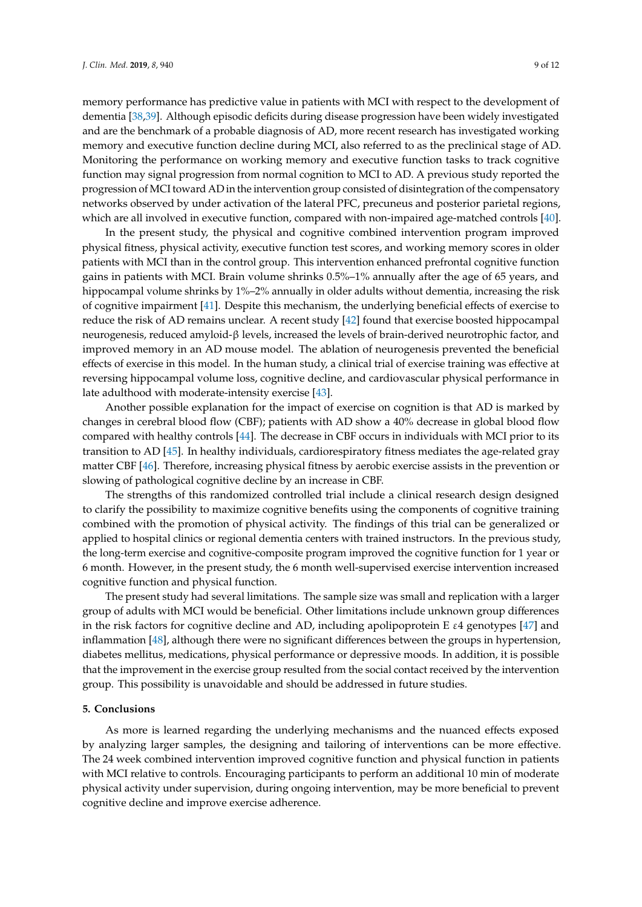memory performance has predictive value in patients with MCI with respect to the development of dementia [38,39]. Although episodic deficits during disease progression have been widely investigated and are the benchmark of a probable diagnosis of AD, more recent research has investigated working memory and executive function decline during MCI, also referred to as the preclinical stage of AD. Monitoring the performance on working memory and executive function tasks to track cognitive function may signal progression from normal cognition to MCI to AD. A previous study reported the progression of MCI toward AD in the intervention group consisted of disintegration of the compensatory networks observed by under activation of the lateral PFC, precuneus and posterior parietal regions, which are all involved in executive function, compared with non-impaired age-matched controls [40].

In the present study, the physical and cognitive combined intervention program improved physical fitness, physical activity, executive function test scores, and working memory scores in older patients with MCI than in the control group. This intervention enhanced prefrontal cognitive function gains in patients with MCI. Brain volume shrinks 0.5%–1% annually after the age of 65 years, and hippocampal volume shrinks by 1%–2% annually in older adults without dementia, increasing the risk of cognitive impairment [41]. Despite this mechanism, the underlying beneficial effects of exercise to reduce the risk of AD remains unclear. A recent study [42] found that exercise boosted hippocampal neurogenesis, reduced amyloid-β levels, increased the levels of brain-derived neurotrophic factor, and improved memory in an AD mouse model. The ablation of neurogenesis prevented the beneficial effects of exercise in this model. In the human study, a clinical trial of exercise training was effective at reversing hippocampal volume loss, cognitive decline, and cardiovascular physical performance in late adulthood with moderate-intensity exercise [43].

Another possible explanation for the impact of exercise on cognition is that AD is marked by changes in cerebral blood flow (CBF); patients with AD show a 40% decrease in global blood flow compared with healthy controls [44]. The decrease in CBF occurs in individuals with MCI prior to its transition to AD [45]. In healthy individuals, cardiorespiratory fitness mediates the age-related gray matter CBF [46]. Therefore, increasing physical fitness by aerobic exercise assists in the prevention or slowing of pathological cognitive decline by an increase in CBF.

The strengths of this randomized controlled trial include a clinical research design designed to clarify the possibility to maximize cognitive benefits using the components of cognitive training combined with the promotion of physical activity. The findings of this trial can be generalized or applied to hospital clinics or regional dementia centers with trained instructors. In the previous study, the long-term exercise and cognitive-composite program improved the cognitive function for 1 year or 6 month. However, in the present study, the 6 month well-supervised exercise intervention increased cognitive function and physical function.

The present study had several limitations. The sample size was small and replication with a larger group of adults with MCI would be beneficial. Other limitations include unknown group differences in the risk factors for cognitive decline and AD, including apolipoprotein E ε4 genotypes [47] and inflammation [48], although there were no significant differences between the groups in hypertension, diabetes mellitus, medications, physical performance or depressive moods. In addition, it is possible that the improvement in the exercise group resulted from the social contact received by the intervention group. This possibility is unavoidable and should be addressed in future studies.

## 5. Conclusions

As more is learned regarding the underlying mechanisms and the nuanced effects exposed by analyzing larger samples, the designing and tailoring of interventions can be more effective. The 24 week combined intervention improved cognitive function and physical function in patients with MCI relative to controls. Encouraging participants to perform an additional 10 min of moderate physical activity under supervision, during ongoing intervention, may be more beneficial to prevent cognitive decline and improve exercise adherence.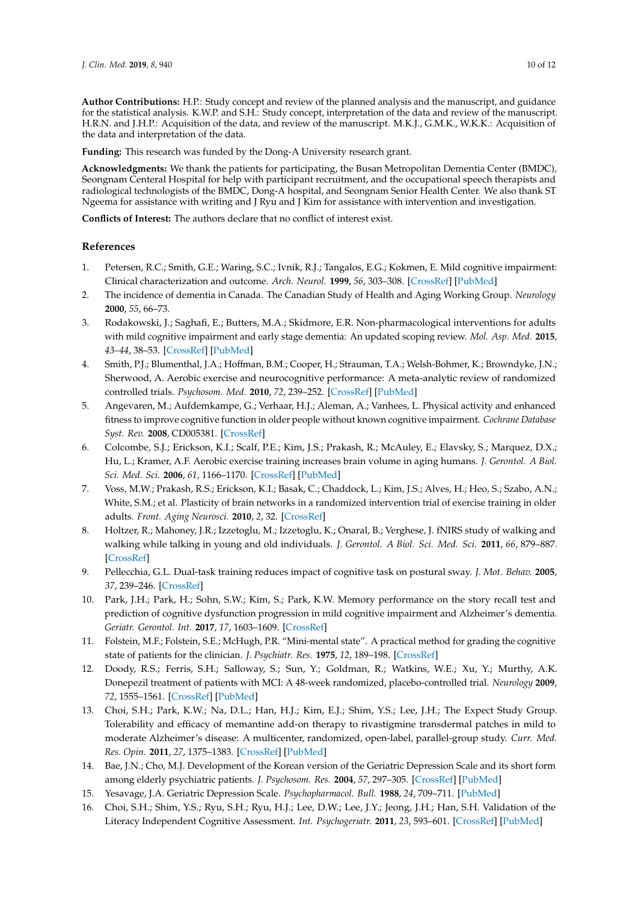**Author Contributions:** H.P.: Study concept and review of the planned analysis and the manuscript, and guidance for the statistical analysis. K.W.P. and S.H.: Study concept, interpretation of the data and review of the manuscript. H.R.N. and J.H.P.: Acquisition of the data, and review of the manuscript. M.K.J., G.M.K., W.K.K.: Acquisition of the data and interpretation of the data.

**Funding:** This research was funded by the Dong-A University research grant.

**Acknowledgments:** We thank the patients for participating, the Busan Metropolitan Dementia Center (BMDC), Seongnam Centeral Hospital for help with participant recruitment, and the occupational speech therapists and radiological technologists of the BMDC, Dong-A hospital, and Seongnam Senior Health Center. We also thank ST Ngeema for assistance with writing and J Ryu and J Kim for assistance with intervention and investigation.

**Conflicts of Interest:** The authors declare that no conflict of interest exist.

## References

1. Petersen, R.C.; Smith, G.E.; Waring, S.C.; Ivnik, R.J.; Tangalos, E.G.; Kokmen, E. Mild cognitive impairment: Clinical characterization and outcome. *Arch. Neurol.* **1999**, *56*, 303–308. [CrossRef] [PubMed]
2. The incidence of dementia in Canada. The Canadian Study of Health and Aging Working Group. *Neurology* **2000**, *55*, 66–73.
3. Rodakowski, J.; Saghafi, E.; Butters, M.A.; Skidmore, E.R. Non-pharmacological interventions for adults with mild cognitive impairment and early stage dementia: An updated scoping review. *Mol. Asp. Med.* **2015**, *43–44*, 38–53. [CrossRef] [PubMed]
4. Smith, P.J.; Blumenthal, J.A.; Hoffman, B.M.; Cooper, H.; Strauman, T.A.; Welsh-Bohmer, K.; Browndyke, J.N.; Sherwood, A. Aerobic exercise and neurocognitive performance: A meta-analytic review of randomized controlled trials. *Psychosom. Med.* **2010**, *72*, 239–252. [CrossRef] [PubMed]
5. Angevaren, M.; Aufdemkampe, G.; Verhaar, H.J.; Aleman, A.; Vanhees, L. Physical activity and enhanced fitness to improve cognitive function in older people without known cognitive impairment. *Cochrane Database Syst. Rev.* **2008**, CD005381. [CrossRef]
6. Colcombe, S.J.; Erickson, K.I.; Scalf, P.E.; Kim, J.S.; Prakash, R.; McAuley, E.; Elavsky, S.; Marquez, D.X.; Hu, L.; Kramer, A.F. Aerobic exercise training increases brain volume in aging humans. *J. Gerontol. A Biol. Sci. Med. Sci.* **2006**, *61*, 1166–1170. [CrossRef] [PubMed]
7. Voss, M.W.; Prakash, R.S.; Erickson, K.I.; Basak, C.; Chaddock, L.; Kim, J.S.; Alves, H.; Heo, S.; Szabo, A.N.; White, S.M.; et al. Plasticity of brain networks in a randomized intervention trial of exercise training in older adults. *Front. Aging Neurosci.* **2010**, *2*, 32. [CrossRef]
8. Holtzer, R.; Mahoney, J.R.; Izzetoglu, M.; Izzetoglu, K.; Onaral, B.; Verghese, J. fNIRS study of walking and walking while talking in young and old individuals. *J. Gerontol. A Biol. Sci. Med. Sci.* **2011**, *66*, 879–887. [CrossRef]
9. Pellecchia, G.L. Dual-task training reduces impact of cognitive task on postural sway. *J. Mot. Behav.* **2005**, *37*, 239–246. [CrossRef]
10. Park, J.H.; Park, H.; Sohn, S.W.; Kim, S.; Park, K.W. Memory performance on the story recall test and prediction of cognitive dysfunction progression in mild cognitive impairment and Alzheimer's dementia. *Geriatr. Gerontol. Int.* **2017**, *17*, 1603–1609. [CrossRef]
11. Folstein, M.F.; Folstein, S.E.; McHugh, P.R. "Mini-mental state". A practical method for grading the cognitive state of patients for the clinician. *J. Psychiatr. Res.* **1975**, *12*, 189–198. [CrossRef]
12. Doody, R.S.; Ferris, S.H.; Salloway, S.; Sun, Y.; Goldman, R.; Watkins, W.E.; Xu, Y.; Murthy, A.K. Donepezil treatment of patients with MCI: A 48-week randomized, placebo-controlled trial. *Neurology* **2009**, *72*, 1555–1561. [CrossRef] [PubMed]
13. Choi, S.H.; Park, K.W.; Na, D.L.; Han, H.J.; Kim, E.J.; Shim, Y.S.; Lee, J.H.; The Expect Study Group. Tolerability and efficacy of memantine add-on therapy to rivastigmine transdermal patches in mild to moderate Alzheimer's disease: A multicenter, randomized, open-label, parallel-group study. *Curr. Med. Res. Opin.* **2011**, *27*, 1375–1383. [CrossRef] [PubMed]
14. Bae, J.N.; Cho, M.J. Development of the Korean version of the Geriatric Depression Scale and its short form among elderly psychiatric patients. *J. Psychosom. Res.* **2004**, *57*, 297–305. [CrossRef] [PubMed]
15. Yesavage, J.A. Geriatric Depression Scale. *Psychopharmacol. Bull.* **1988**, *24*, 709–711. [PubMed]
16. Choi, S.H.; Shim, Y.S.; Ryu, S.H.; Ryu, H.J.; Lee, D.W.; Lee, J.Y.; Jeong, J.H.; Han, S.H. Validation of the Literacy Independent Cognitive Assessment. *Int. Psychogeriatr.* **2011**, *23*, 593–601. [CrossRef] [PubMed]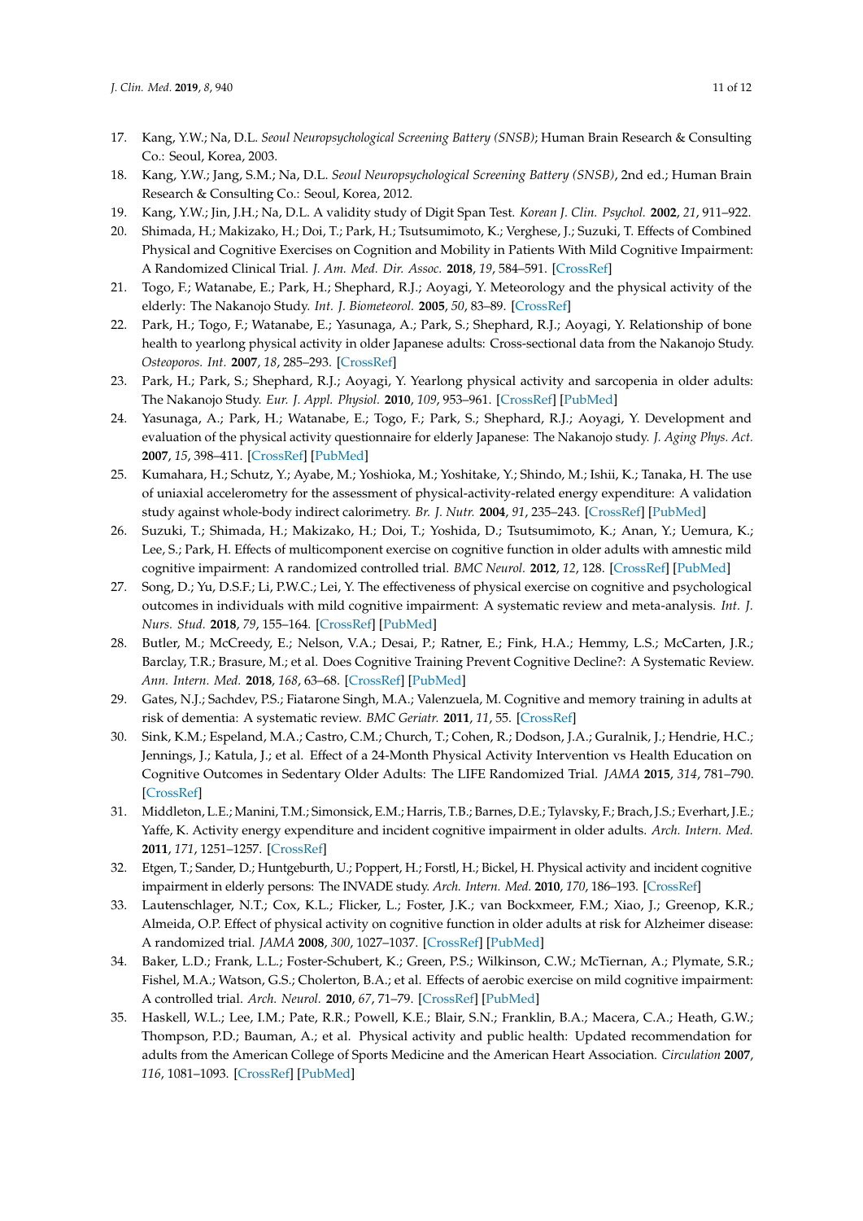17. Kang, Y.W.; Na, D.L. *Seoul Neuropsychological Screening Battery (SNSB)*; Human Brain Research & Consulting Co.: Seoul, Korea, 2003.
18. Kang, Y.W.; Jang, S.M.; Na, D.L. *Seoul Neuropsychological Screening Battery (SNSB)*, 2nd ed.; Human Brain Research & Consulting Co.: Seoul, Korea, 2012.
19. Kang, Y.W.; Jin, J.H.; Na, D.L. A validity study of Digit Span Test. *Korean J. Clin. Psychol.* **2002**, *21*, 911–922.
20. Shimada, H.; Makizako, H.; Doi, T.; Park, H.; Tsutsumimoto, K.; Verghese, J.; Suzuki, T. Effects of Combined Physical and Cognitive Exercises on Cognition and Mobility in Patients With Mild Cognitive Impairment: A Randomized Clinical Trial. *J. Am. Med. Dir. Assoc.* **2018**, *19*, 584–591. [CrossRef]
21. Togo, F.; Watanabe, E.; Park, H.; Shephard, R.J.; Aoyagi, Y. Meteorology and the physical activity of the elderly: The Nakanojo Study. *Int. J. Biometeorol.* **2005**, *50*, 83–89. [CrossRef]
22. Park, H.; Togo, F.; Watanabe, E.; Yasunaga, A.; Park, S.; Shephard, R.J.; Aoyagi, Y. Relationship of bone health to yearlong physical activity in older Japanese adults: Cross-sectional data from the Nakanojo Study. *Osteoporos. Int.* **2007**, *18*, 285–293. [CrossRef]
23. Park, H.; Park, S.; Shephard, R.J.; Aoyagi, Y. Yearlong physical activity and sarcopenia in older adults: The Nakanojo Study. *Eur. J. Appl. Physiol.* **2010**, *109*, 953–961. [CrossRef] [PubMed]
24. Yasunaga, A.; Park, H.; Watanabe, E.; Togo, F.; Park, S.; Shephard, R.J.; Aoyagi, Y. Development and evaluation of the physical activity questionnaire for elderly Japanese: The Nakanojo study. *J. Aging Phys. Act.* **2007**, *15*, 398–411. [CrossRef] [PubMed]
25. Kumahara, H.; Schutz, Y.; Ayabe, M.; Yoshioka, M.; Yoshitake, Y.; Shindo, M.; Ishii, K.; Tanaka, H. The use of uniaxial accelerometry for the assessment of physical-activity-related energy expenditure: A validation study against whole-body indirect calorimetry. *Br. J. Nutr.* **2004**, *91*, 235–243. [CrossRef] [PubMed]
26. Suzuki, T.; Shimada, H.; Makizako, H.; Doi, T.; Yoshida, D.; Tsutsumimoto, K.; Anan, Y.; Uemura, K.; Lee, S.; Park, H. Effects of multicomponent exercise on cognitive function in older adults with amnestic mild cognitive impairment: A randomized controlled trial. *BMC Neurol.* **2012**, *12*, 128. [CrossRef] [PubMed]
27. Song, D.; Yu, D.S.F.; Li, P.W.C.; Lei, Y. The effectiveness of physical exercise on cognitive and psychological outcomes in individuals with mild cognitive impairment: A systematic review and meta-analysis. *Int. J. Nurs. Stud.* **2018**, *79*, 155–164. [CrossRef] [PubMed]
28. Butler, M.; McCreedy, E.; Nelson, V.A.; Desai, P.; Ratner, E.; Fink, H.A.; Hemmy, L.S.; McCarten, J.R.; Barclay, T.R.; Brasure, M.; et al. Does Cognitive Training Prevent Cognitive Decline?: A Systematic Review. *Ann. Intern. Med.* **2018**, *168*, 63–68. [CrossRef] [PubMed]
29. Gates, N.J.; Sachdev, P.S.; Fiatarone Singh, M.A.; Valenzuela, M. Cognitive and memory training in adults at risk of dementia: A systematic review. *BMC Geriatr.* **2011**, *11*, 55. [CrossRef]
30. Sink, K.M.; Espeland, M.A.; Castro, C.M.; Church, T.; Cohen, R.; Dodson, J.A.; Guralnik, J.; Hendrie, H.C.; Jennings, J.; Katula, J.; et al. Effect of a 24-Month Physical Activity Intervention vs Health Education on Cognitive Outcomes in Sedentary Older Adults: The LIFE Randomized Trial. *JAMA* **2015**, *314*, 781–790. [CrossRef]
31. Middleton, L.E.; Manini, T.M.; Simonsick, E.M.; Harris, T.B.; Barnes, D.E.; Tylavsky, F.; Brach, J.S.; Everhart, J.E.; Yaffe, K. Activity energy expenditure and incident cognitive impairment in older adults. *Arch. Intern. Med.* **2011**, *171*, 1251–1257. [CrossRef]
32. Etgen, T.; Sander, D.; Huntgeburth, U.; Poppert, H.; Forstl, H.; Bickel, H. Physical activity and incident cognitive impairment in elderly persons: The INVADE study. *Arch. Intern. Med.* **2010**, *170*, 186–193. [CrossRef]
33. Lautenschlager, N.T.; Cox, K.L.; Flicker, L.; Foster, J.K.; van Bockxmeer, F.M.; Xiao, J.; Greenop, K.R.; Almeida, O.P. Effect of physical activity on cognitive function in older adults at risk for Alzheimer disease: A randomized trial. *JAMA* **2008**, *300*, 1027–1037. [CrossRef] [PubMed]
34. Baker, L.D.; Frank, L.L.; Foster-Schubert, K.; Green, P.S.; Wilkinson, C.W.; McTiernan, A.; Plymate, S.R.; Fishel, M.A.; Watson, G.S.; Cholerton, B.A.; et al. Effects of aerobic exercise on mild cognitive impairment: A controlled trial. *Arch. Neurol.* **2010**, *67*, 71–79. [CrossRef] [PubMed]
35. Haskell, W.L.; Lee, I.M.; Pate, R.R.; Powell, K.E.; Blair, S.N.; Franklin, B.A.; Macera, C.A.; Heath, G.W.; Thompson, P.D.; Bauman, A.; et al. Physical activity and public health: Updated recommendation for adults from the American College of Sports Medicine and the American Heart Association. *Circulation* **2007**, *116*, 1081–1093. [CrossRef] [PubMed]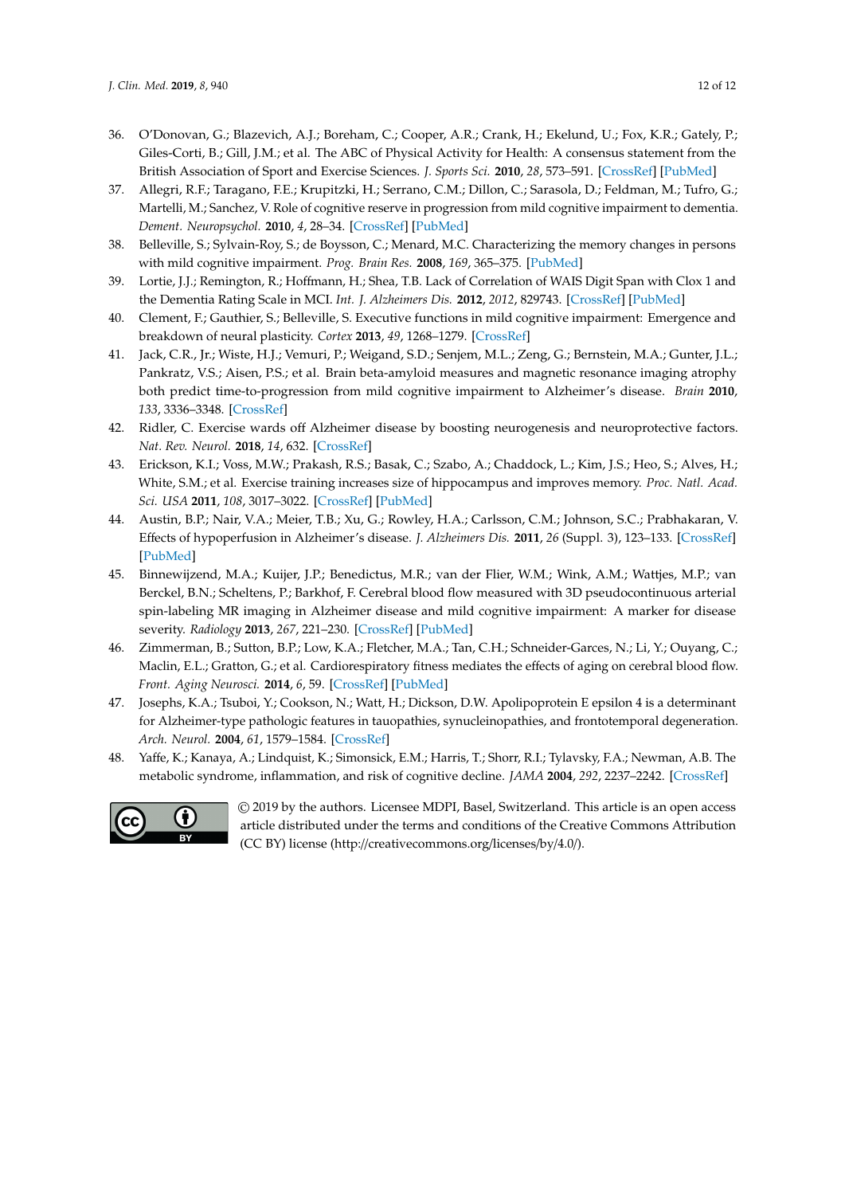36. O'Donovan, G.; Blazevich, A.J.; Boreham, C.; Cooper, A.R.; Crank, H.; Ekelund, U.; Fox, K.R.; Gately, P.; Giles-Corti, B.; Gill, J.M.; et al. The ABC of Physical Activity for Health: A consensus statement from the British Association of Sport and Exercise Sciences. *J. Sports Sci.* **2010**, *28*, 573–591. [CrossRef] [PubMed]
37. Allegri, R.F.; Taragano, F.E.; Krupitzki, H.; Serrano, C.M.; Dillon, C.; Sarasola, D.; Feldman, M.; Tufro, G.; Martelli, M.; Sanchez, V. Role of cognitive reserve in progression from mild cognitive impairment to dementia. *Dement. Neuropsychol.* **2010**, *4*, 28–34. [CrossRef] [PubMed]
38. Belleville, S.; Sylvain-Roy, S.; de Boysson, C.; Menard, M.C. Characterizing the memory changes in persons with mild cognitive impairment. *Prog. Brain Res.* **2008**, *169*, 365–375. [PubMed]
39. Lortie, J.J.; Remington, R.; Hoffmann, H.; Shea, T.B. Lack of Correlation of WAIS Digit Span with Clox 1 and the Dementia Rating Scale in MCI. *Int. J. Alzheimers Dis.* **2012**, *2012*, 829743. [CrossRef] [PubMed]
40. Clement, F.; Gauthier, S.; Belleville, S. Executive functions in mild cognitive impairment: Emergence and breakdown of neural plasticity. *Cortex* **2013**, *49*, 1268–1279. [CrossRef]
41. Jack, C.R., Jr.; Wiste, H.J.; Vemuri, P.; Weigand, S.D.; Senjem, M.L.; Zeng, G.; Bernstein, M.A.; Gunter, J.L.; Pankratz, V.S.; Aisen, P.S.; et al. Brain beta-amyloid measures and magnetic resonance imaging atrophy both predict time-to-progression from mild cognitive impairment to Alzheimer's disease. *Brain* **2010**, *133*, 3336–3348. [CrossRef]
42. Ridler, C. Exercise wards off Alzheimer disease by boosting neurogenesis and neuroprotective factors. *Nat. Rev. Neurol.* **2018**, *14*, 632. [CrossRef]
43. Erickson, K.I.; Voss, M.W.; Prakash, R.S.; Basak, C.; Szabo, A.; Chaddock, L.; Kim, J.S.; Heo, S.; Alves, H.; White, S.M.; et al. Exercise training increases size of hippocampus and improves memory. *Proc. Natl. Acad. Sci. USA* **2011**, *108*, 3017–3022. [CrossRef] [PubMed]
44. Austin, B.P.; Nair, V.A.; Meier, T.B.; Xu, G.; Rowley, H.A.; Carlsson, C.M.; Johnson, S.C.; Prabhakaran, V. Effects of hypoperfusion in Alzheimer's disease. *J. Alzheimers Dis.* **2011**, *26* (Suppl. 3), 123–133. [CrossRef] [PubMed]
45. Binnewijzend, M.A.; Kuijer, J.P.; Benedictus, M.R.; van der Flier, W.M.; Wink, A.M.; Wattjes, M.P.; van Berckel, B.N.; Scheltens, P.; Barkhof, F. Cerebral blood flow measured with 3D pseudocontinuous arterial spin-labeling MR imaging in Alzheimer disease and mild cognitive impairment: A marker for disease severity. *Radiology* **2013**, *267*, 221–230. [CrossRef] [PubMed]
46. Zimmerman, B.; Sutton, B.P.; Low, K.A.; Fletcher, M.A.; Tan, C.H.; Schneider-Garces, N.; Li, Y.; Ouyang, C.; Maclin, E.L.; Gratton, G.; et al. Cardiorespiratory fitness mediates the effects of aging on cerebral blood flow. *Front. Aging Neurosci.* **2014**, *6*, 59. [CrossRef] [PubMed]
47. Josephs, K.A.; Tsuboi, Y.; Cookson, N.; Watt, H.; Dickson, D.W. Apolipoprotein E epsilon 4 is a determinant for Alzheimer-type pathologic features in tauopathies, synucleinopathies, and frontotemporal degeneration. *Arch. Neurol.* **2004**, *61*, 1579–1584. [CrossRef]
48. Yaffe, K.; Kanaya, A.; Lindquist, K.; Simonsick, E.M.; Harris, T.; Shorr, R.I.; Tylavsky, F.A.; Newman, A.B. The metabolic syndrome, inflammation, and risk of cognitive decline. *JAMA* **2004**, *292*, 2237–2242. [CrossRef]

© 2019 by the authors. Licensee MDPI, Basel, Switzerland. This article is an open access article distributed under the terms and conditions of the Creative Commons Attribution (CC BY) license (http://creativecommons.org/licenses/by/4.0/).